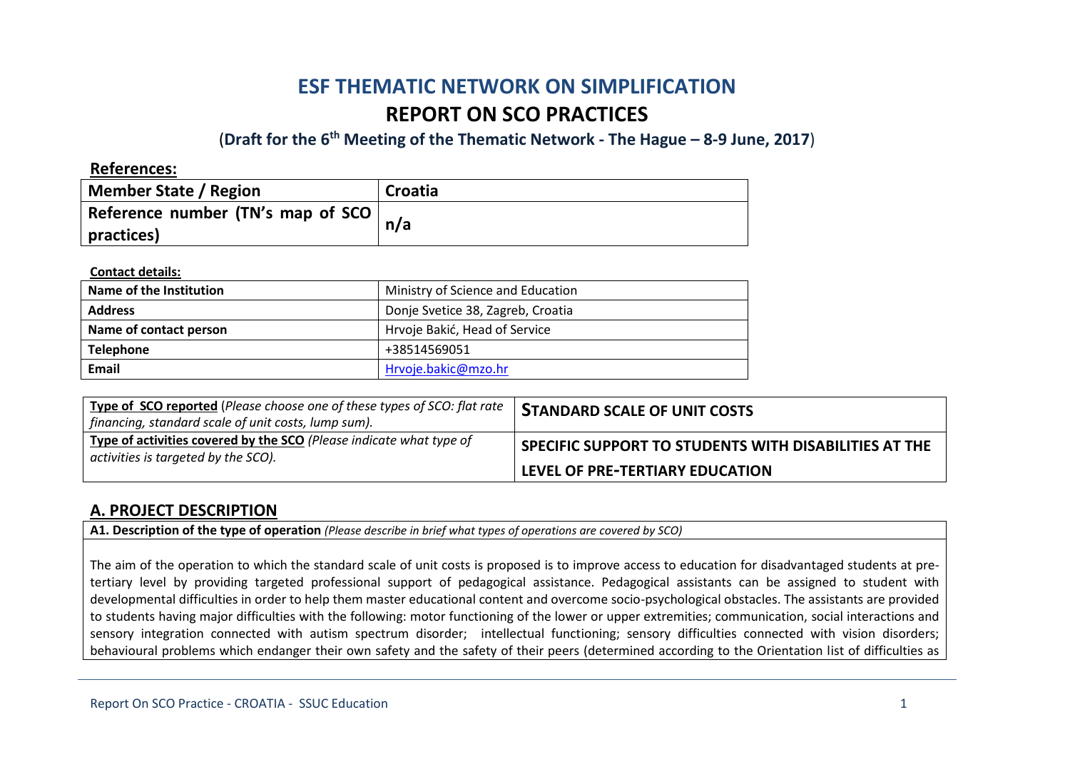# ESF THEMATIC NETWORK ON SIMPLIFICATION

# REPORT ON SCO PRACTICES

### (Draft for the 6th Meeting of the Thematic Network - The Hague – 8-9 June, 2017)

**References:**

| **Member State / Region** | **Croatia** |
|---|---|
| **Reference number (TN's map of SCO practices)** | **n/a** |

**Contact details:**

| **Name of the Institution** | Ministry of Science and Education |
|---|---|
| **Address** | Donje Svetice 38, Zagreb, Croatia |
| **Name of contact person** | Hrvoje Bakić, Head of Service |
| **Telephone** | +38514569051 |
| **Email** | Hrvoje.bakic@mzo.hr |

| **Type of SCO reported** *(Please choose one of these types of SCO: flat rate financing, standard scale of unit costs, lump sum).* | **STANDARD SCALE OF UNIT COSTS** |
|---|---|
| **Type of activities covered by the SCO** *(Please indicate what type of activities is targeted by the SCO).* | **SPECIFIC SUPPORT TO STUDENTS WITH DISABILITIES AT THE LEVEL OF PRE-TERTIARY EDUCATION** |

## A. PROJECT DESCRIPTION

**A1. Description of the type of operation** *(Please describe in brief what types of operations are covered by SCO)*

The aim of the operation to which the standard scale of unit costs is proposed is to improve access to education for disadvantaged students at pre-tertiary level by providing targeted professional support of pedagogical assistance. Pedagogical assistants can be assigned to student with developmental difficulties in order to help them master educational content and overcome socio-psychological obstacles. The assistants are provided to students having major difficulties with the following: motor functioning of the lower or upper extremities; communication, social interactions and sensory integration connected with autism spectrum disorder; intellectual functioning; sensory difficulties connected with vision disorders; behavioural problems which endanger their own safety and the safety of their peers (determined according to the Orientation list of difficulties as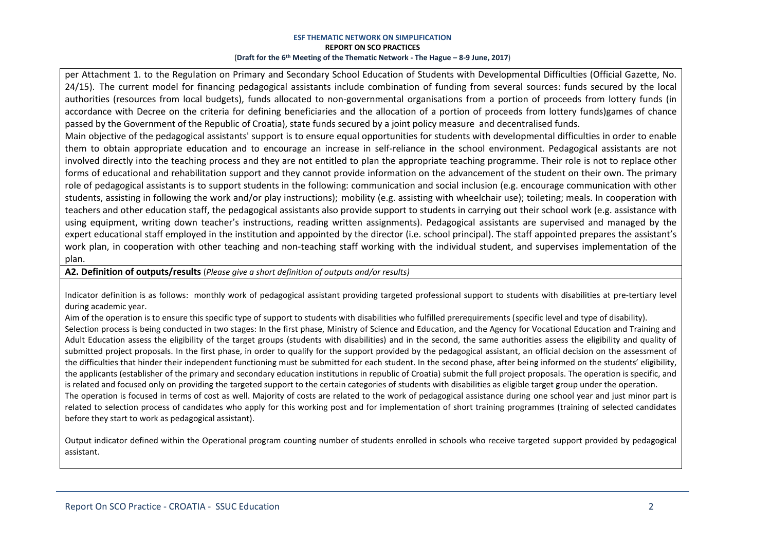per Attachment 1. to the Regulation on Primary and Secondary School Education of Students with Developmental Difficulties (Official Gazette, No. 24/15). The current model for financing pedagogical assistants include combination of funding from several sources: funds secured by the local authorities (resources from local budgets), funds allocated to non-governmental organisations from a portion of proceeds from lottery funds (in accordance with Decree on the criteria for defining beneficiaries and the allocation of a portion of proceeds from lottery funds)games of chance passed by the Government of the Republic of Croatia), state funds secured by a joint policy measure and decentralised funds.

Main objective of the pedagogical assistants' support is to ensure equal opportunities for students with developmental difficulties in order to enable them to obtain appropriate education and to encourage an increase in self-reliance in the school environment. Pedagogical assistants are not involved directly into the teaching process and they are not entitled to plan the appropriate teaching programme. Their role is not to replace other forms of educational and rehabilitation support and they cannot provide information on the advancement of the student on their own. The primary role of pedagogical assistants is to support students in the following: communication and social inclusion (e.g. encourage communication with other students, assisting in following the work and/or play instructions); mobility (e.g. assisting with wheelchair use); toileting; meals. In cooperation with teachers and other education staff, the pedagogical assistants also provide support to students in carrying out their school work (e.g. assistance with using equipment, writing down teacher's instructions, reading written assignments). Pedagogical assistants are supervised and managed by the expert educational staff employed in the institution and appointed by the director (i.e. school principal). The staff appointed prepares the assistant's work plan, in cooperation with other teaching and non-teaching staff working with the individual student, and supervises implementation of the plan.

**A2. Definition of outputs/results** (*Please give a short definition of outputs and/or results)*

Indicator definition is as follows: monthly work of pedagogical assistant providing targeted professional support to students with disabilities at pre-tertiary level during academic year.

Aim of the operation is to ensure this specific type of support to students with disabilities who fulfilled prerequirements (specific level and type of disability).

Selection process is being conducted in two stages: In the first phase, Ministry of Science and Education, and the Agency for Vocational Education and Training and Adult Education assess the eligibility of the target groups (students with disabilities) and in the second, the same authorities assess the eligibility and quality of submitted project proposals. In the first phase, in order to qualify for the support provided by the pedagogical assistant, an official decision on the assessment of the difficulties that hinder their independent functioning must be submitted for each student. In the second phase, after being informed on the students' eligibility, the applicants (establisher of the primary and secondary education institutions in republic of Croatia) submit the full project proposals. The operation is specific, and is related and focused only on providing the targeted support to the certain categories of students with disabilities as eligible target group under the operation.

The operation is focused in terms of cost as well. Majority of costs are related to the work of pedagogical assistance during one school year and just minor part is related to selection process of candidates who apply for this working post and for implementation of short training programmes (training of selected candidates before they start to work as pedagogical assistant).

Output indicator defined within the Operational program counting number of students enrolled in schools who receive targeted support provided by pedagogical assistant.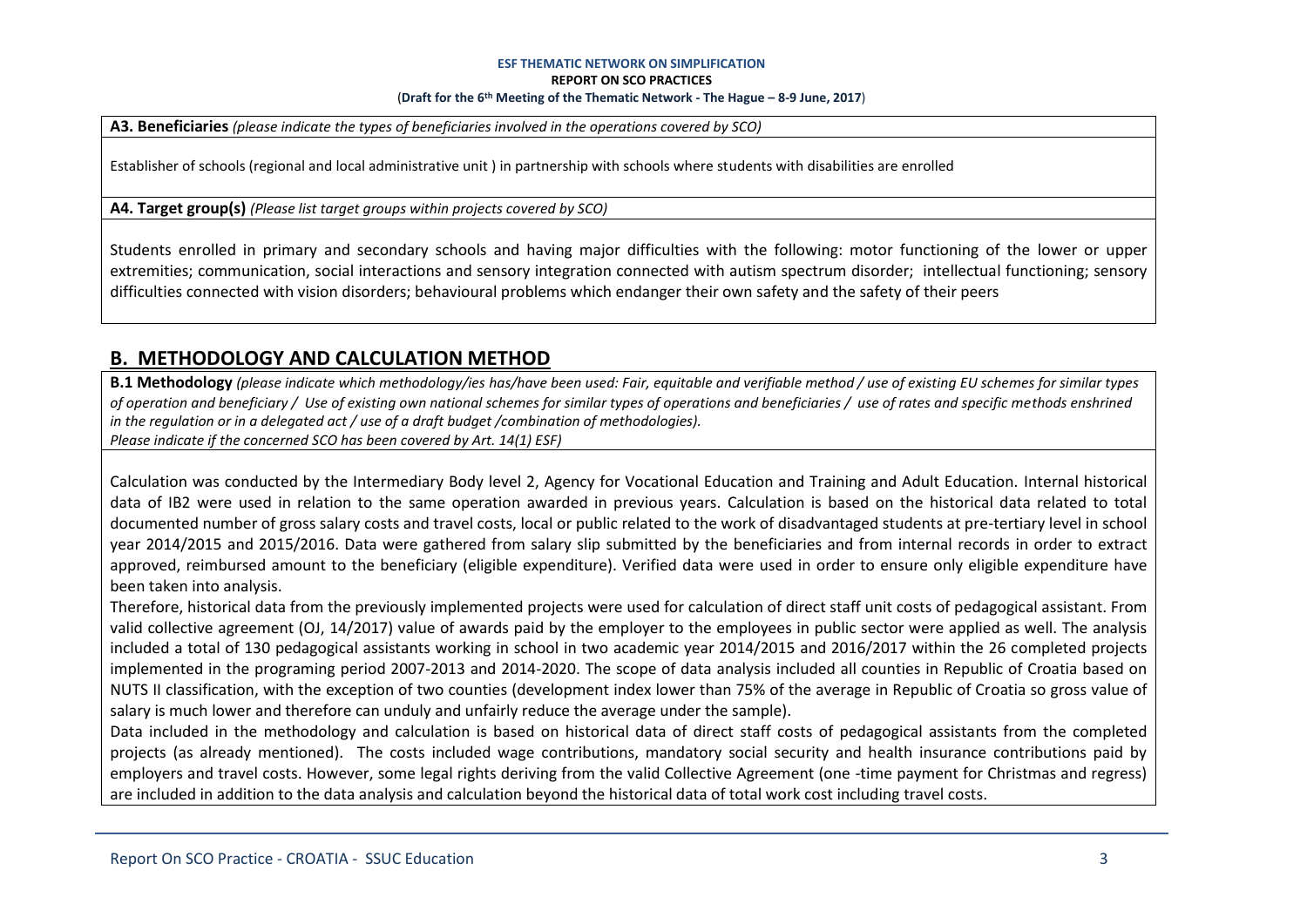**A3. Beneficiaries** *(please indicate the types of beneficiaries involved in the operations covered by SCO)*

Establisher of schools (regional and local administrative unit ) in partnership with schools where students with disabilities are enrolled

**A4. Target group(s)** *(Please list target groups within projects covered by SCO)*

Students enrolled in primary and secondary schools and having major difficulties with the following: motor functioning of the lower or upper extremities; communication, social interactions and sensory integration connected with autism spectrum disorder; intellectual functioning; sensory difficulties connected with vision disorders; behavioural problems which endanger their own safety and the safety of their peers

## B. METHODOLOGY AND CALCULATION METHOD

**B.1 Methodology** *(please indicate which methodology/ies has/have been used: Fair, equitable and verifiable method / use of existing EU schemes for similar types of operation and beneficiary / Use of existing own national schemes for similar types of operations and beneficiaries / use of rates and specific methods enshrined in the regulation or in a delegated act / use of a draft budget /combination of methodologies).*
*Please indicate if the concerned SCO has been covered by Art. 14(1) ESF)*

Calculation was conducted by the Intermediary Body level 2, Agency for Vocational Education and Training and Adult Education. Internal historical data of IB2 were used in relation to the same operation awarded in previous years. Calculation is based on the historical data related to total documented number of gross salary costs and travel costs, local or public related to the work of disadvantaged students at pre-tertiary level in school year 2014/2015 and 2015/2016. Data were gathered from salary slip submitted by the beneficiaries and from internal records in order to extract approved, reimbursed amount to the beneficiary (eligible expenditure). Verified data were used in order to ensure only eligible expenditure have been taken into analysis.

Therefore, historical data from the previously implemented projects were used for calculation of direct staff unit costs of pedagogical assistant. From valid collective agreement (OJ, 14/2017) value of awards paid by the employer to the employees in public sector were applied as well. The analysis included a total of 130 pedagogical assistants working in school in two academic year 2014/2015 and 2016/2017 within the 26 completed projects implemented in the programing period 2007-2013 and 2014-2020. The scope of data analysis included all counties in Republic of Croatia based on NUTS II classification, with the exception of two counties (development index lower than 75% of the average in Republic of Croatia so gross value of salary is much lower and therefore can unduly and unfairly reduce the average under the sample).

Data included in the methodology and calculation is based on historical data of direct staff costs of pedagogical assistants from the completed projects (as already mentioned). The costs included wage contributions, mandatory social security and health insurance contributions paid by employers and travel costs. However, some legal rights deriving from the valid Collective Agreement (one -time payment for Christmas and regress) are included in addition to the data analysis and calculation beyond the historical data of total work cost including travel costs.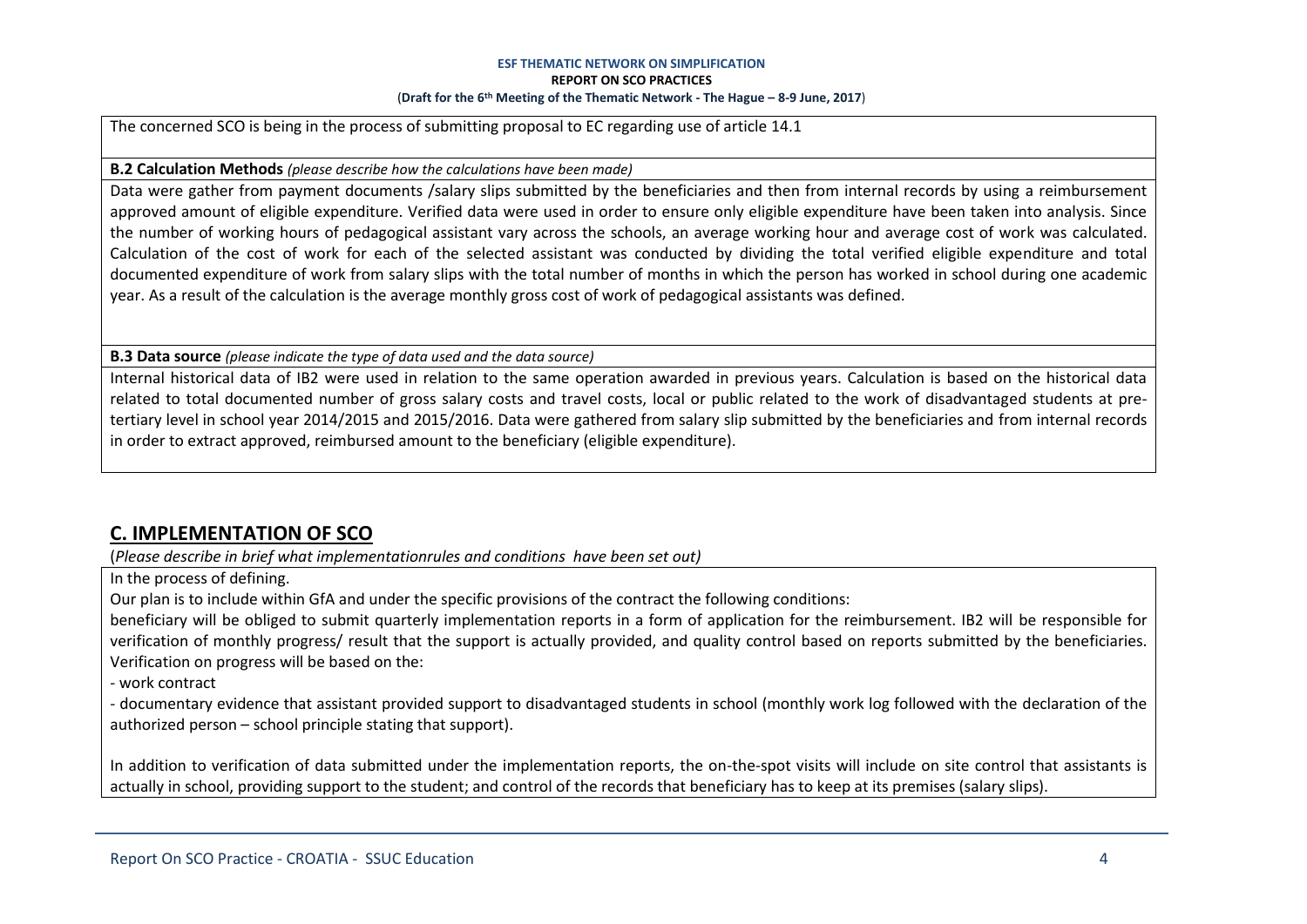The concerned SCO is being in the process of submitting proposal to EC regarding use of article 14.1

**B.2 Calculation Methods** *(please describe how the calculations have been made)*

Data were gather from payment documents /salary slips submitted by the beneficiaries and then from internal records by using a reimbursement approved amount of eligible expenditure. Verified data were used in order to ensure only eligible expenditure have been taken into analysis. Since the number of working hours of pedagogical assistant vary across the schools, an average working hour and average cost of work was calculated. Calculation of the cost of work for each of the selected assistant was conducted by dividing the total verified eligible expenditure and total documented expenditure of work from salary slips with the total number of months in which the person has worked in school during one academic year. As a result of the calculation is the average monthly gross cost of work of pedagogical assistants was defined.

**B.3 Data source** *(please indicate the type of data used and the data source)*

Internal historical data of IB2 were used in relation to the same operation awarded in previous years. Calculation is based on the historical data related to total documented number of gross salary costs and travel costs, local or public related to the work of disadvantaged students at pre-tertiary level in school year 2014/2015 and 2015/2016. Data were gathered from salary slip submitted by the beneficiaries and from internal records in order to extract approved, reimbursed amount to the beneficiary (eligible expenditure).

## C. IMPLEMENTATION OF SCO

(*Please describe in brief what implementationrules and conditions have been set out)*

In the process of defining.

Our plan is to include within GfA and under the specific provisions of the contract the following conditions:

beneficiary will be obliged to submit quarterly implementation reports in a form of application for the reimbursement. IB2 will be responsible for verification of monthly progress/ result that the support is actually provided, and quality control based on reports submitted by the beneficiaries. Verification on progress will be based on the:

- work contract
- documentary evidence that assistant provided support to disadvantaged students in school (monthly work log followed with the declaration of the authorized person – school principle stating that support).

In addition to verification of data submitted under the implementation reports, the on-the-spot visits will include on site control that assistants is actually in school, providing support to the student; and control of the records that beneficiary has to keep at its premises (salary slips).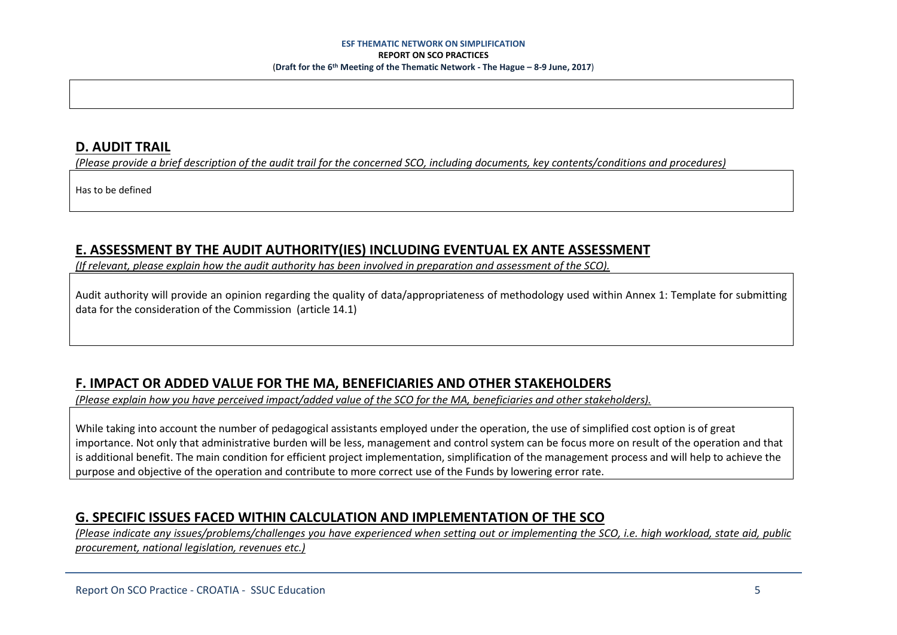## D. AUDIT TRAIL

*(Please provide a brief description of the audit trail for the concerned SCO, including documents, key contents/conditions and procedures)*

Has to be defined

## E. ASSESSMENT BY THE AUDIT AUTHORITY(IES) INCLUDING EVENTUAL EX ANTE ASSESSMENT

*(If relevant, please explain how the audit authority has been involved in preparation and assessment of the SCO).*

Audit authority will provide an opinion regarding the quality of data/appropriateness of methodology used within Annex 1: Template for submitting data for the consideration of the Commission (article 14.1)

## F. IMPACT OR ADDED VALUE FOR THE MA, BENEFICIARIES AND OTHER STAKEHOLDERS

*(Please explain how you have perceived impact/added value of the SCO for the MA, beneficiaries and other stakeholders).*

While taking into account the number of pedagogical assistants employed under the operation, the use of simplified cost option is of great importance. Not only that administrative burden will be less, management and control system can be focus more on result of the operation and that is additional benefit. The main condition for efficient project implementation, simplification of the management process and will help to achieve the purpose and objective of the operation and contribute to more correct use of the Funds by lowering error rate.

## G. SPECIFIC ISSUES FACED WITHIN CALCULATION AND IMPLEMENTATION OF THE SCO

*(Please indicate any issues/problems/challenges you have experienced when setting out or implementing the SCO, i.e. high workload, state aid, public procurement, national legislation, revenues etc.)*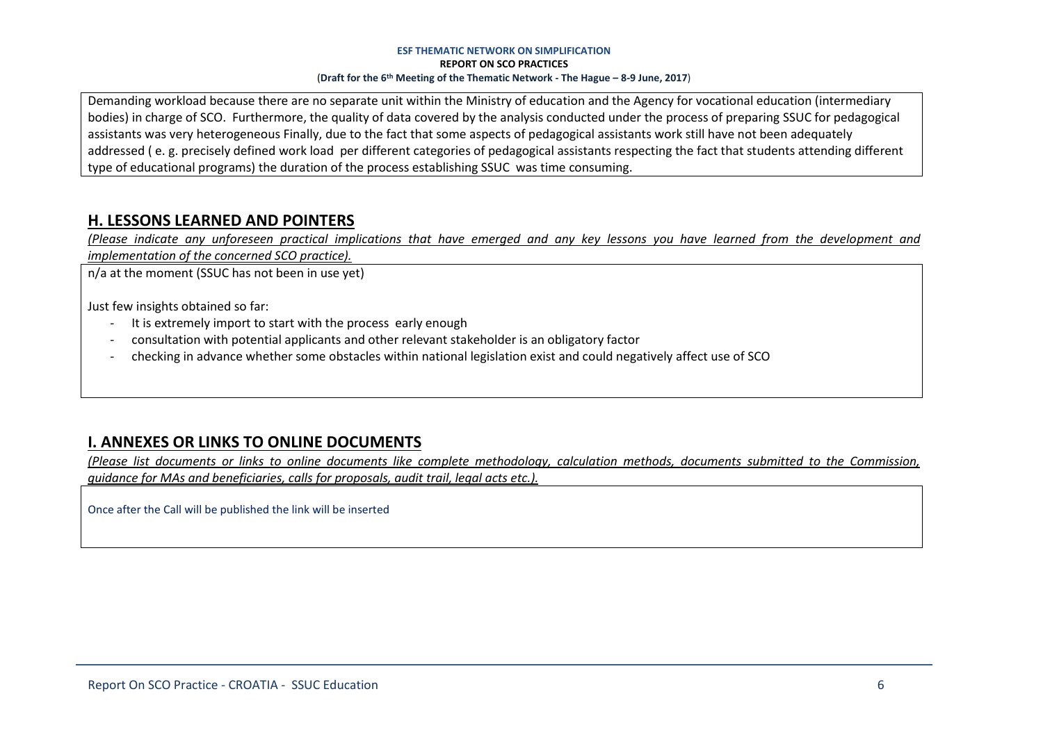Demanding workload because there are no separate unit within the Ministry of education and the Agency for vocational education (intermediary bodies) in charge of SCO. Furthermore, the quality of data covered by the analysis conducted under the process of preparing SSUC for pedagogical assistants was very heterogeneous Finally, due to the fact that some aspects of pedagogical assistants work still have not been adequately addressed ( e. g. precisely defined work load per different categories of pedagogical assistants respecting the fact that students attending different type of educational programs) the duration of the process establishing SSUC was time consuming.

## H. LESSONS LEARNED AND POINTERS

*(Please indicate any unforeseen practical implications that have emerged and any key lessons you have learned from the development and implementation of the concerned SCO practice).*

n/a at the moment (SSUC has not been in use yet)

Just few insights obtained so far:

- It is extremely import to start with the process early enough
- consultation with potential applicants and other relevant stakeholder is an obligatory factor
- checking in advance whether some obstacles within national legislation exist and could negatively affect use of SCO

## I. ANNEXES OR LINKS TO ONLINE DOCUMENTS

*(Please list documents or links to online documents like complete methodology, calculation methods, documents submitted to the Commission, guidance for MAs and beneficiaries, calls for proposals, audit trail, legal acts etc.).*

Once after the Call will be published the link will be inserted